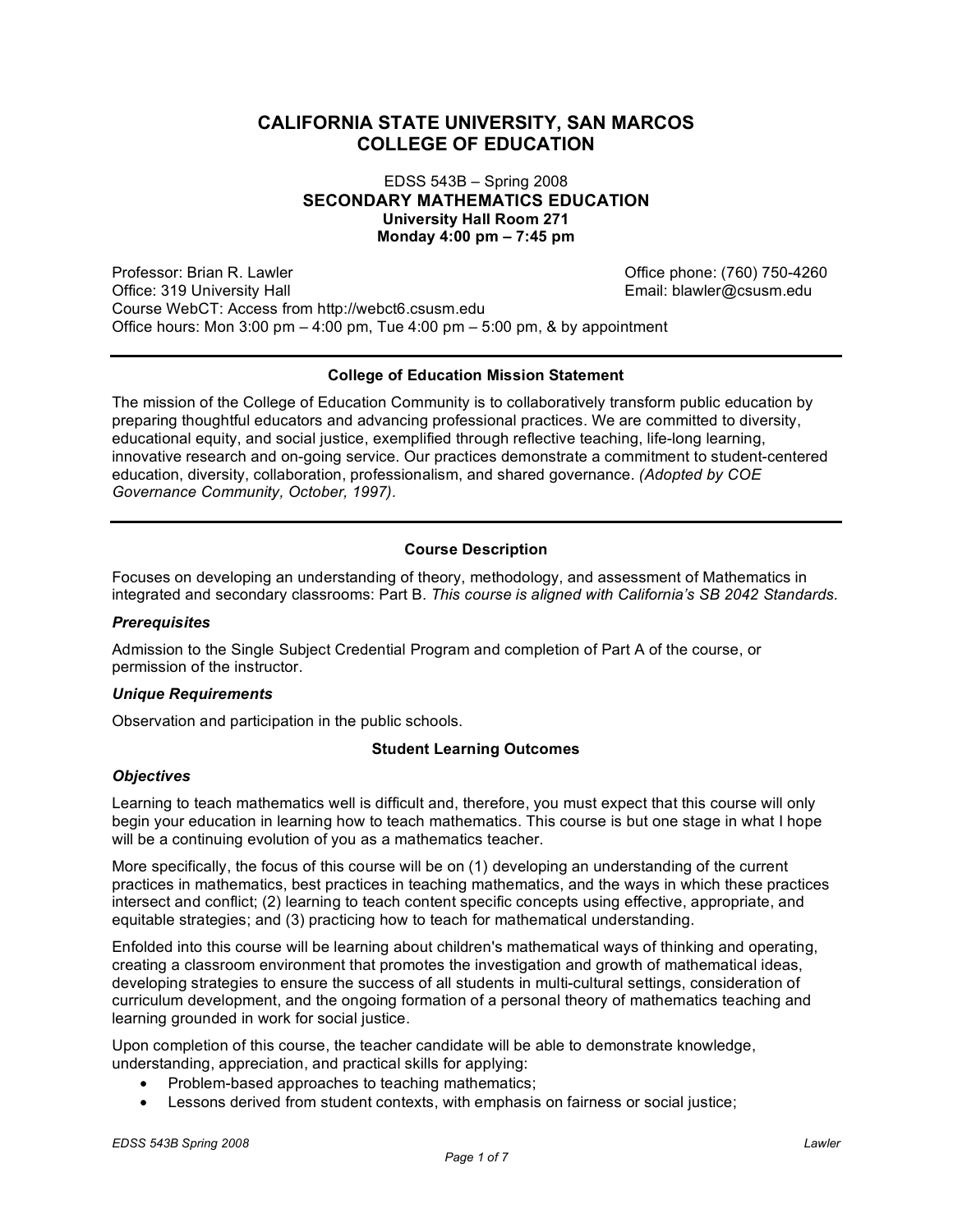# CALIFORNIA STATE UNIVERSITY, SAN MARCOS
# COLLEGE OF EDUCATION

EDSS 543B – Spring 2008
**SECONDARY MATHEMATICS EDUCATION**
**University Hall Room 271**
**Monday 4:00 pm – 7:45 pm**

Professor: Brian R. Lawler
Office: 319 University Hall
Office phone: (760) 750-4260
Email: blawler@csusm.edu
Course WebCT: Access from http://webct6.csusm.edu
Office hours: Mon 3:00 pm – 4:00 pm, Tue 4:00 pm – 5:00 pm, & by appointment

---

### College of Education Mission Statement

The mission of the College of Education Community is to collaboratively transform public education by preparing thoughtful educators and advancing professional practices. We are committed to diversity, educational equity, and social justice, exemplified through reflective teaching, life-long learning, innovative research and on-going service. Our practices demonstrate a commitment to student-centered education, diversity, collaboration, professionalism, and shared governance. *(Adopted by COE Governance Community, October, 1997).*

---

### Course Description

Focuses on developing an understanding of theory, methodology, and assessment of Mathematics in integrated and secondary classrooms: Part B. *This course is aligned with California's SB 2042 Standards.*

#### *Prerequisites*

Admission to the Single Subject Credential Program and completion of Part A of the course, or permission of the instructor.

#### *Unique Requirements*

Observation and participation in the public schools.

### Student Learning Outcomes

#### *Objectives*

Learning to teach mathematics well is difficult and, therefore, you must expect that this course will only begin your education in learning how to teach mathematics. This course is but one stage in what I hope will be a continuing evolution of you as a mathematics teacher.

More specifically, the focus of this course will be on (1) developing an understanding of the current practices in mathematics, best practices in teaching mathematics, and the ways in which these practices intersect and conflict; (2) learning to teach content specific concepts using effective, appropriate, and equitable strategies; and (3) practicing how to teach for mathematical understanding.

Enfolded into this course will be learning about children's mathematical ways of thinking and operating, creating a classroom environment that promotes the investigation and growth of mathematical ideas, developing strategies to ensure the success of all students in multi-cultural settings, consideration of curriculum development, and the ongoing formation of a personal theory of mathematics teaching and learning grounded in work for social justice.

Upon completion of this course, the teacher candidate will be able to demonstrate knowledge, understanding, appreciation, and practical skills for applying:

- Problem-based approaches to teaching mathematics;
- Lessons derived from student contexts, with emphasis on fairness or social justice;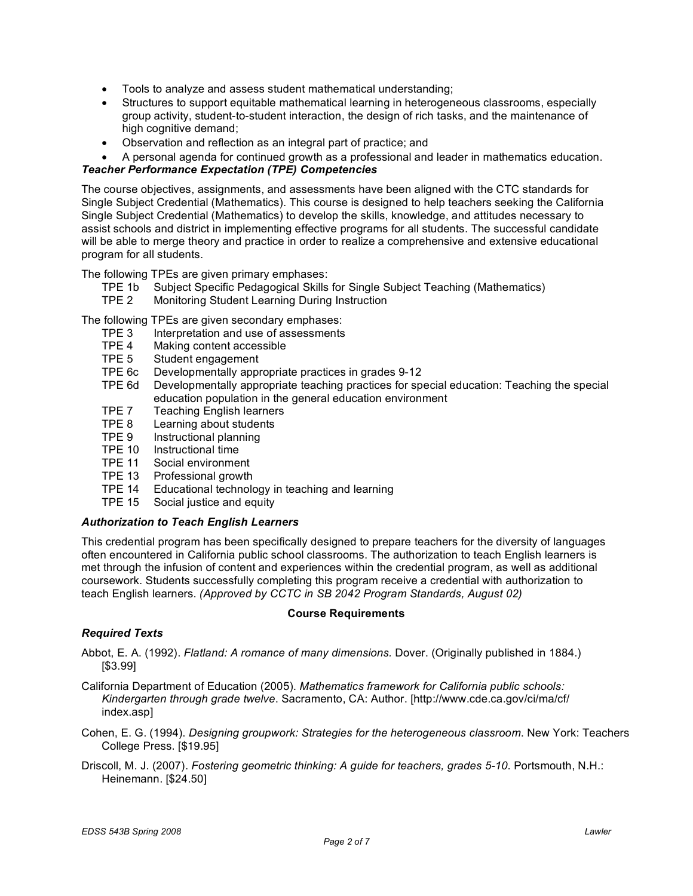- Tools to analyze and assess student mathematical understanding;
- Structures to support equitable mathematical learning in heterogeneous classrooms, especially group activity, student-to-student interaction, the design of rich tasks, and the maintenance of high cognitive demand;
- Observation and reflection as an integral part of practice; and
- A personal agenda for continued growth as a professional and leader in mathematics education.

***Teacher Performance Expectation (TPE) Competencies***

The course objectives, assignments, and assessments have been aligned with the CTC standards for Single Subject Credential (Mathematics). This course is designed to help teachers seeking the California Single Subject Credential (Mathematics) to develop the skills, knowledge, and attitudes necessary to assist schools and district in implementing effective programs for all students. The successful candidate will be able to merge theory and practice in order to realize a comprehensive and extensive educational program for all students.

The following TPEs are given primary emphases:

- TPE 1b Subject Specific Pedagogical Skills for Single Subject Teaching (Mathematics)
- TPE 2 Monitoring Student Learning During Instruction

The following TPEs are given secondary emphases:

- TPE 3 Interpretation and use of assessments
- TPE 4 Making content accessible
- TPE 5 Student engagement
- TPE 6c Developmentally appropriate practices in grades 9-12
- TPE 6d Developmentally appropriate teaching practices for special education: Teaching the special education population in the general education environment
- TPE 7 Teaching English learners
- TPE 8 Learning about students
- TPE 9 Instructional planning
- TPE 10 Instructional time
- TPE 11 Social environment
- TPE 13 Professional growth
- TPE 14 Educational technology in teaching and learning
- TPE 15 Social justice and equity

***Authorization to Teach English Learners***

This credential program has been specifically designed to prepare teachers for the diversity of languages often encountered in California public school classrooms. The authorization to teach English learners is met through the infusion of content and experiences within the credential program, as well as additional coursework. Students successfully completing this program receive a credential with authorization to teach English learners. *(Approved by CCTC in SB 2042 Program Standards, August 02)*

## Course Requirements

***Required Texts***

Abbot, E. A. (1992). *Flatland: A romance of many dimensions.* Dover. (Originally published in 1884.) [$3.99]

California Department of Education (2005). *Mathematics framework for California public schools: Kindergarten through grade twelve*. Sacramento, CA: Author. [http://www.cde.ca.gov/ci/ma/cf/index.asp]

Cohen, E. G. (1994). *Designing groupwork: Strategies for the heterogeneous classroom*. New York: Teachers College Press. [$19.95]

Driscoll, M. J. (2007). *Fostering geometric thinking: A guide for teachers, grades 5-10*. Portsmouth, N.H.: Heinemann. [$24.50]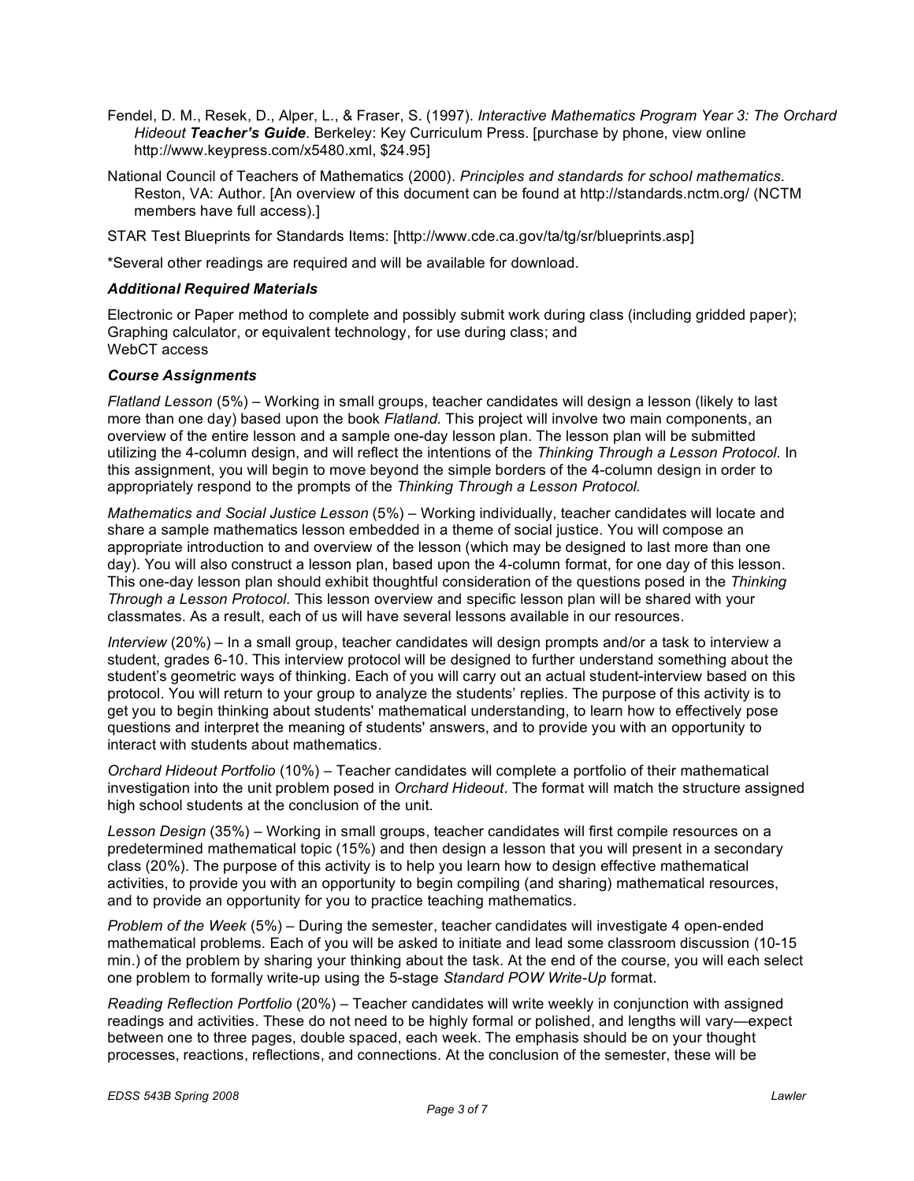Fendel, D. M., Resek, D., Alper, L., & Fraser, S. (1997). *Interactive Mathematics Program Year 3: The Orchard Hideout* ***Teacher's Guide***. Berkeley: Key Curriculum Press. [purchase by phone, view online http://www.keypress.com/x5480.xml, $24.95]

National Council of Teachers of Mathematics (2000). *Principles and standards for school mathematics*. Reston, VA: Author. [An overview of this document can be found at http://standards.nctm.org/ (NCTM members have full access).]

STAR Test Blueprints for Standards Items: [http://www.cde.ca.gov/ta/tg/sr/blueprints.asp]

*Several other readings are required and will be available for download.

***Additional Required Materials***

Electronic or Paper method to complete and possibly submit work during class (including gridded paper); Graphing calculator, or equivalent technology, for use during class; and
WebCT access

***Course Assignments***

*Flatland Lesson* (5%) – Working in small groups, teacher candidates will design a lesson (likely to last more than one day) based upon the book *Flatland.* This project will involve two main components, an overview of the entire lesson and a sample one-day lesson plan. The lesson plan will be submitted utilizing the 4-column design, and will reflect the intentions of the *Thinking Through a Lesson Protocol*. In this assignment, you will begin to move beyond the simple borders of the 4-column design in order to appropriately respond to the prompts of the *Thinking Through a Lesson Protocol.*

*Mathematics and Social Justice Lesson* (5%) – Working individually, teacher candidates will locate and share a sample mathematics lesson embedded in a theme of social justice. You will compose an appropriate introduction to and overview of the lesson (which may be designed to last more than one day). You will also construct a lesson plan, based upon the 4-column format, for one day of this lesson. This one-day lesson plan should exhibit thoughtful consideration of the questions posed in the *Thinking Through a Lesson Protocol.* This lesson overview and specific lesson plan will be shared with your classmates. As a result, each of us will have several lessons available in our resources.

*Interview* (20%) – In a small group, teacher candidates will design prompts and/or a task to interview a student, grades 6-10. This interview protocol will be designed to further understand something about the student's geometric ways of thinking. Each of you will carry out an actual student-interview based on this protocol. You will return to your group to analyze the students' replies. The purpose of this activity is to get you to begin thinking about students' mathematical understanding, to learn how to effectively pose questions and interpret the meaning of students' answers, and to provide you with an opportunity to interact with students about mathematics.

*Orchard Hideout Portfolio* (10%) – Teacher candidates will complete a portfolio of their mathematical investigation into the unit problem posed in *Orchard Hideout*. The format will match the structure assigned high school students at the conclusion of the unit.

*Lesson Design* (35%) – Working in small groups, teacher candidates will first compile resources on a predetermined mathematical topic (15%) and then design a lesson that you will present in a secondary class (20%). The purpose of this activity is to help you learn how to design effective mathematical activities, to provide you with an opportunity to begin compiling (and sharing) mathematical resources, and to provide an opportunity for you to practice teaching mathematics.

*Problem of the Week* (5%) – During the semester, teacher candidates will investigate 4 open-ended mathematical problems. Each of you will be asked to initiate and lead some classroom discussion (10-15 min.) of the problem by sharing your thinking about the task. At the end of the course, you will each select one problem to formally write-up using the 5-stage *Standard POW Write-Up* format.

*Reading Reflection Portfolio* (20%) – Teacher candidates will write weekly in conjunction with assigned readings and activities. These do not need to be highly formal or polished, and lengths will vary—expect between one to three pages, double spaced, each week. The emphasis should be on your thought processes, reactions, reflections, and connections. At the conclusion of the semester, these will be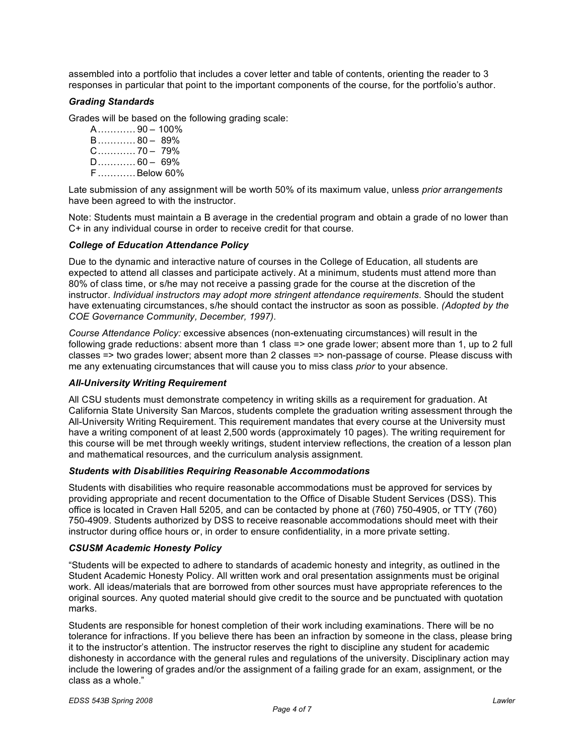assembled into a portfolio that includes a cover letter and table of contents, orienting the reader to 3 responses in particular that point to the important components of the course, for the portfolio's author.

### *Grading Standards*

Grades will be based on the following grading scale:

A………… 90 – 100%
B………… 80 – 89%
C………… 70 – 79%
D………… 60 – 69%
F………… Below 60%

Late submission of any assignment will be worth 50% of its maximum value, unless *prior arrangements* have been agreed to with the instructor.

Note: Students must maintain a B average in the credential program and obtain a grade of no lower than C+ in any individual course in order to receive credit for that course.

### *College of Education Attendance Policy*

Due to the dynamic and interactive nature of courses in the College of Education, all students are expected to attend all classes and participate actively. At a minimum, students must attend more than 80% of class time, or s/he may not receive a passing grade for the course at the discretion of the instructor. *Individual instructors may adopt more stringent attendance requirements*. Should the student have extenuating circumstances, s/he should contact the instructor as soon as possible. *(Adopted by the COE Governance Community, December, 1997).*

*Course Attendance Policy:* excessive absences (non-extenuating circumstances) will result in the following grade reductions: absent more than 1 class => one grade lower; absent more than 1, up to 2 full classes => two grades lower; absent more than 2 classes => non-passage of course. Please discuss with me any extenuating circumstances that will cause you to miss class *prior* to your absence.

### *All-University Writing Requirement*

All CSU students must demonstrate competency in writing skills as a requirement for graduation. At California State University San Marcos, students complete the graduation writing assessment through the All-University Writing Requirement. This requirement mandates that every course at the University must have a writing component of at least 2,500 words (approximately 10 pages). The writing requirement for this course will be met through weekly writings, student interview reflections, the creation of a lesson plan and mathematical resources, and the curriculum analysis assignment.

### *Students with Disabilities Requiring Reasonable Accommodations*

Students with disabilities who require reasonable accommodations must be approved for services by providing appropriate and recent documentation to the Office of Disable Student Services (DSS). This office is located in Craven Hall 5205, and can be contacted by phone at (760) 750-4905, or TTY (760) 750-4909. Students authorized by DSS to receive reasonable accommodations should meet with their instructor during office hours or, in order to ensure confidentiality, in a more private setting.

### *CSUSM Academic Honesty Policy*

"Students will be expected to adhere to standards of academic honesty and integrity, as outlined in the Student Academic Honesty Policy. All written work and oral presentation assignments must be original work. All ideas/materials that are borrowed from other sources must have appropriate references to the original sources. Any quoted material should give credit to the source and be punctuated with quotation marks.

Students are responsible for honest completion of their work including examinations. There will be no tolerance for infractions. If you believe there has been an infraction by someone in the class, please bring it to the instructor's attention. The instructor reserves the right to discipline any student for academic dishonesty in accordance with the general rules and regulations of the university. Disciplinary action may include the lowering of grades and/or the assignment of a failing grade for an exam, assignment, or the class as a whole."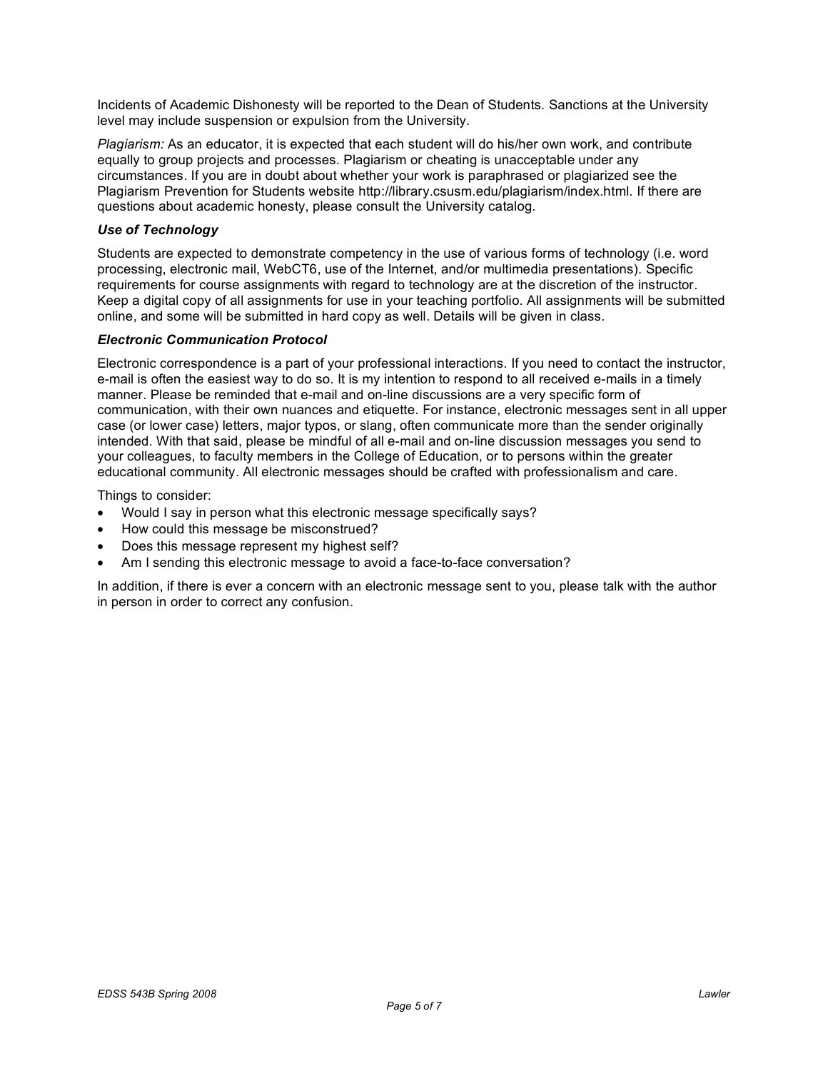Incidents of Academic Dishonesty will be reported to the Dean of Students. Sanctions at the University level may include suspension or expulsion from the University.

*Plagiarism:* As an educator, it is expected that each student will do his/her own work, and contribute equally to group projects and processes. Plagiarism or cheating is unacceptable under any circumstances. If you are in doubt about whether your work is paraphrased or plagiarized see the Plagiarism Prevention for Students website http://library.csusm.edu/plagiarism/index.html. If there are questions about academic honesty, please consult the University catalog.

### *Use of Technology*

Students are expected to demonstrate competency in the use of various forms of technology (i.e. word processing, electronic mail, WebCT6, use of the Internet, and/or multimedia presentations). Specific requirements for course assignments with regard to technology are at the discretion of the instructor. Keep a digital copy of all assignments for use in your teaching portfolio. All assignments will be submitted online, and some will be submitted in hard copy as well. Details will be given in class.

### *Electronic Communication Protocol*

Electronic correspondence is a part of your professional interactions. If you need to contact the instructor, e-mail is often the easiest way to do so. It is my intention to respond to all received e-mails in a timely manner. Please be reminded that e-mail and on-line discussions are a very specific form of communication, with their own nuances and etiquette. For instance, electronic messages sent in all upper case (or lower case) letters, major typos, or slang, often communicate more than the sender originally intended. With that said, please be mindful of all e-mail and on-line discussion messages you send to your colleagues, to faculty members in the College of Education, or to persons within the greater educational community. All electronic messages should be crafted with professionalism and care.

Things to consider:

- Would I say in person what this electronic message specifically says?
- How could this message be misconstrued?
- Does this message represent my highest self?
- Am I sending this electronic message to avoid a face-to-face conversation?

In addition, if there is ever a concern with an electronic message sent to you, please talk with the author in person in order to correct any confusion.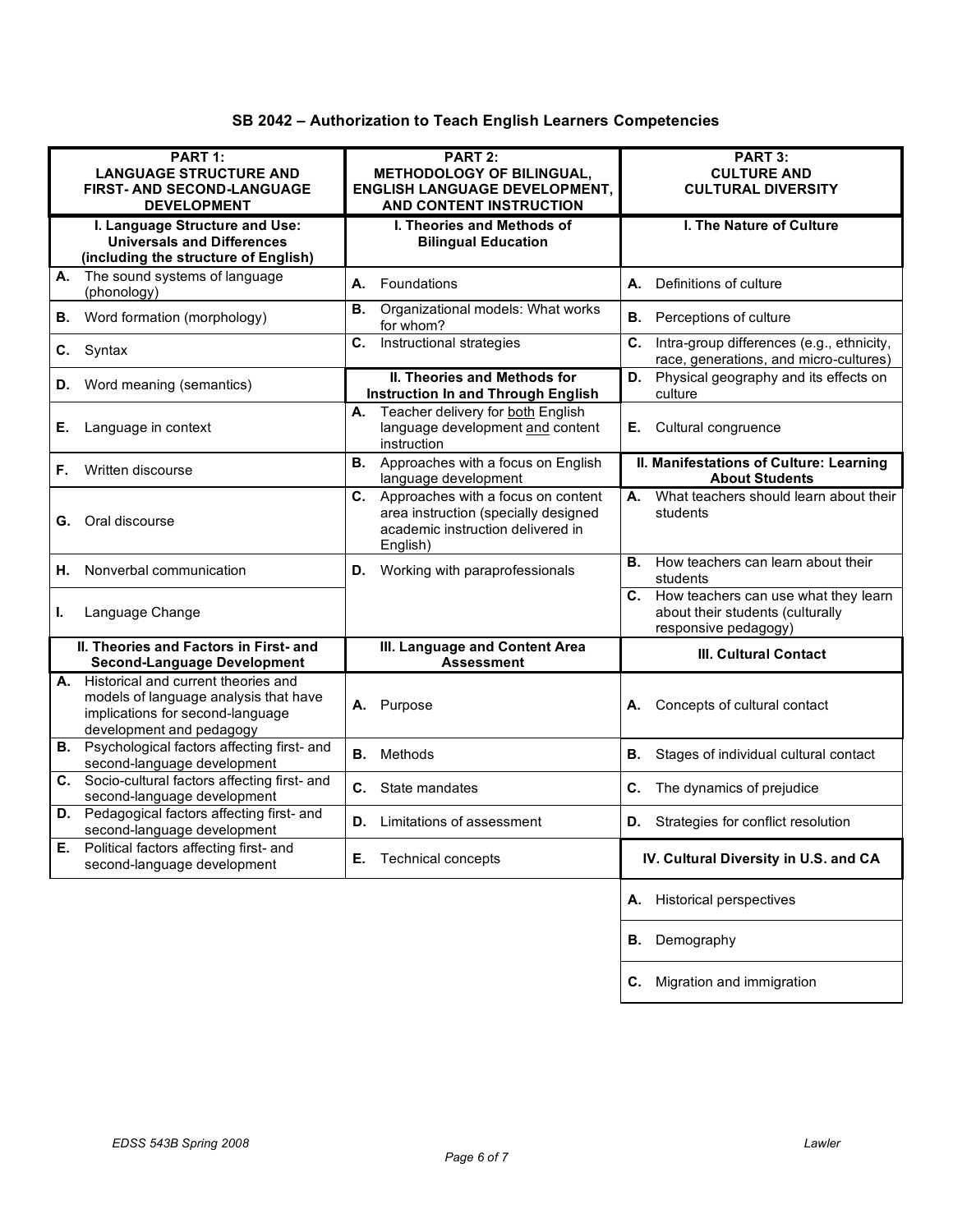## SB 2042 – Authorization to Teach English Learners Competencies

| **PART 1: LANGUAGE STRUCTURE AND FIRST- AND SECOND-LANGUAGE DEVELOPMENT** | **PART 2: METHODOLOGY OF BILINGUAL, ENGLISH LANGUAGE DEVELOPMENT, AND CONTENT INSTRUCTION** | **PART 3: CULTURE AND CULTURAL DIVERSITY** |
|---|---|---|
| **I. Language Structure and Use: Universals and Differences (including the structure of English)** | **I. Theories and Methods of Bilingual Education** | **I. The Nature of Culture** |
| **A.** The sound systems of language (phonology) | **A.** Foundations | **A.** Definitions of culture |
| **B.** Word formation (morphology) | **B.** Organizational models: What works for whom? | **B.** Perceptions of culture |
| **C.** Syntax | **C.** Instructional strategies | **C.** Intra-group differences (e.g., ethnicity, race, generations, and micro-cultures) |
| **D.** Word meaning (semantics) | **II. Theories and Methods for Instruction In and Through English** | **D.** Physical geography and its effects on culture |
| **E.** Language in context | **A.** Teacher delivery for both English language development and content instruction | **E.** Cultural congruence |
| **F.** Written discourse | **B.** Approaches with a focus on English language development | **II. Manifestations of Culture: Learning About Students** |
| **G.** Oral discourse | **C.** Approaches with a focus on content area instruction (specially designed academic instruction delivered in English) | **A.** What teachers should learn about their students |
| **H.** Nonverbal communication | **D.** Working with paraprofessionals | **B.** How teachers can learn about their students |
| **I.** Language Change | | **C.** How teachers can use what they learn about their students (culturally responsive pedagogy) |
| **II. Theories and Factors in First- and Second-Language Development** | **III. Language and Content Area Assessment** | **III. Cultural Contact** |
| **A.** Historical and current theories and models of language analysis that have implications for second-language development and pedagogy | **A.** Purpose | **A.** Concepts of cultural contact |
| **B.** Psychological factors affecting first- and second-language development | **B.** Methods | **B.** Stages of individual cultural contact |
| **C.** Socio-cultural factors affecting first- and second-language development | **C.** State mandates | **C.** The dynamics of prejudice |
| **D.** Pedagogical factors affecting first- and second-language development | **D.** Limitations of assessment | **D.** Strategies for conflict resolution |
| **E.** Political factors affecting first- and second-language development | **E.** Technical concepts | **IV. Cultural Diversity in U.S. and CA** |
| | | **A.** Historical perspectives |
| | | **B.** Demography |
| | | **C.** Migration and immigration |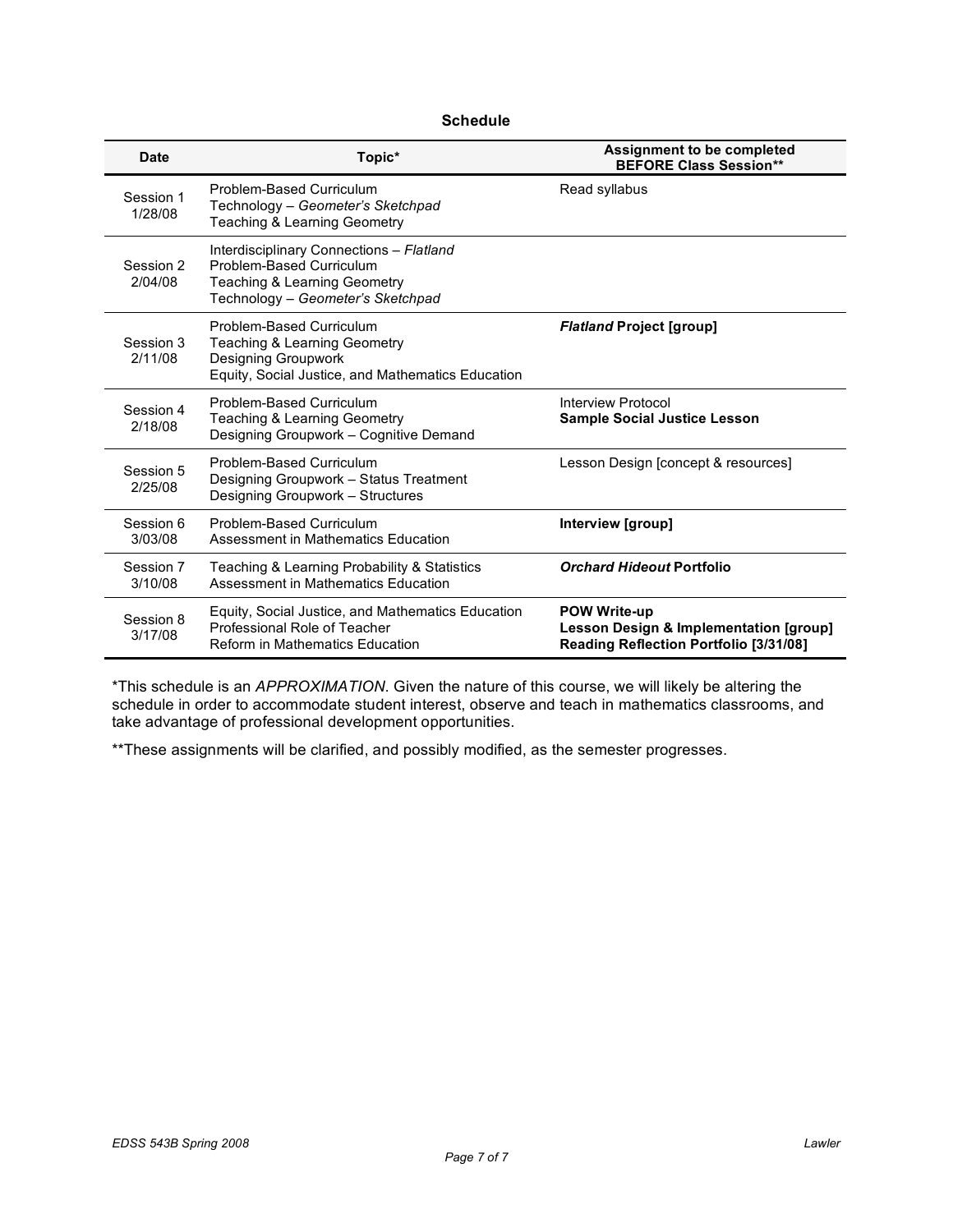## Schedule

| Date | Topic* | Assignment to be completed BEFORE Class Session** |
|---|---|---|
| Session 1 1/28/08 | Problem-Based Curriculum<br>Technology – *Geometer's Sketchpad*<br>Teaching & Learning Geometry | Read syllabus |
| Session 2 2/04/08 | Interdisciplinary Connections – *Flatland*<br>Problem-Based Curriculum<br>Teaching & Learning Geometry<br>Technology – *Geometer's Sketchpad* | |
| Session 3 2/11/08 | Problem-Based Curriculum<br>Teaching & Learning Geometry<br>Designing Groupwork<br>Equity, Social Justice, and Mathematics Education | ***Flatland* Project [group]** |
| Session 4 2/18/08 | Problem-Based Curriculum<br>Teaching & Learning Geometry<br>Designing Groupwork – Cognitive Demand | Interview Protocol<br>**Sample Social Justice Lesson** |
| Session 5 2/25/08 | Problem-Based Curriculum<br>Designing Groupwork – Status Treatment<br>Designing Groupwork – Structures | Lesson Design [concept & resources] |
| Session 6 3/03/08 | Problem-Based Curriculum<br>Assessment in Mathematics Education | **Interview [group]** |
| Session 7 3/10/08 | Teaching & Learning Probability & Statistics<br>Assessment in Mathematics Education | ***Orchard Hideout* Portfolio** |
| Session 8 3/17/08 | Equity, Social Justice, and Mathematics Education<br>Professional Role of Teacher<br>Reform in Mathematics Education | **POW Write-up**<br>**Lesson Design & Implementation [group]**<br>**Reading Reflection Portfolio [3/31/08]** |

*This schedule is an *APPROXIMATION*. Given the nature of this course, we will likely be altering the schedule in order to accommodate student interest, observe and teach in mathematics classrooms, and take advantage of professional development opportunities.

**These assignments will be clarified, and possibly modified, as the semester progresses.